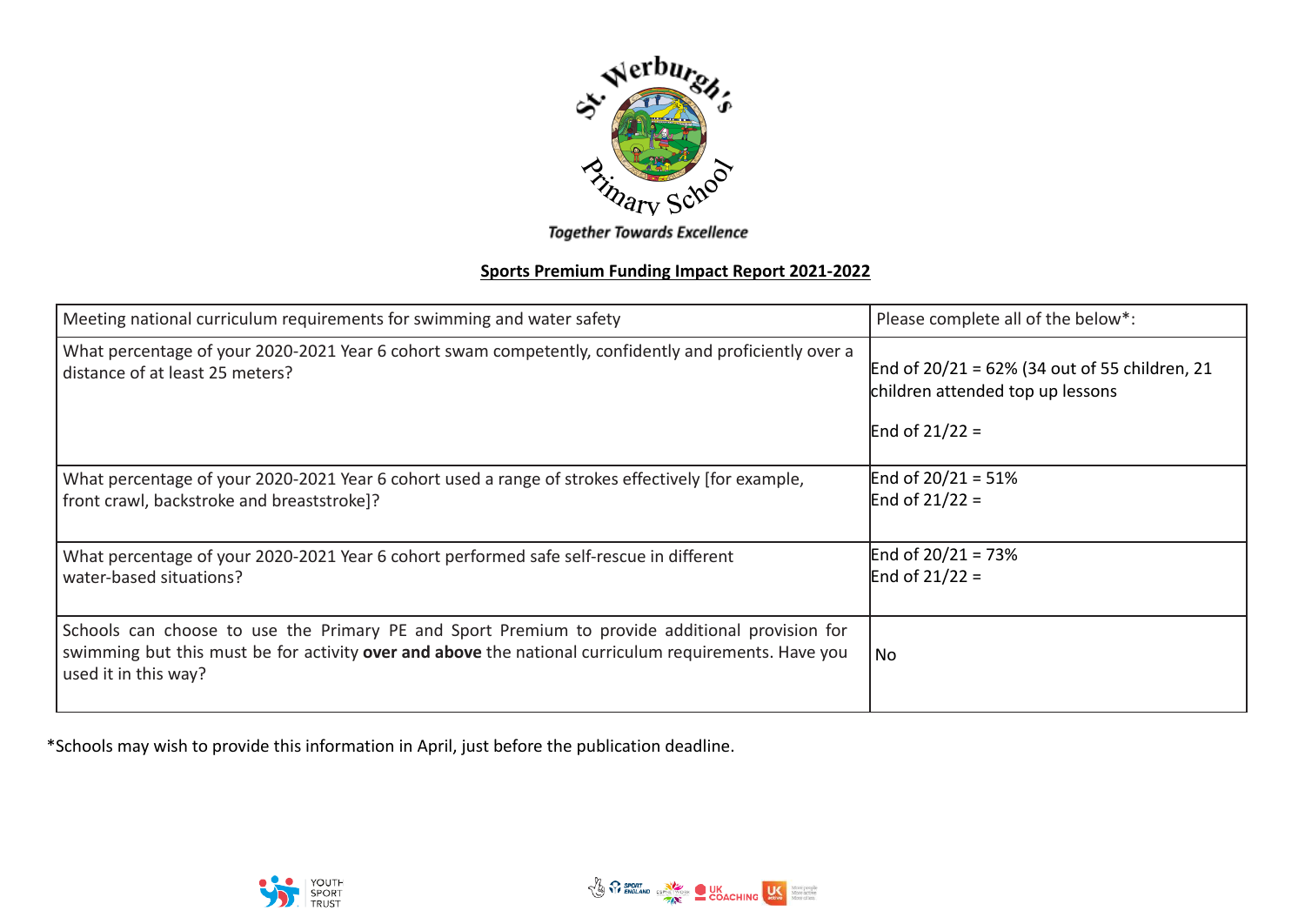St. Werburgh's Primary School

*Together Towards Excellence*

## Sports Premium Funding Impact Report 2021-2022

| Meeting national curriculum requirements for swimming and water safety | Please complete all of the below*: |
|---|---|
| What percentage of your 2020-2021 Year 6 cohort swam competently, confidently and proficiently over a distance of at least 25 meters? | End of 20/21 = 62% (34 out of 55 children, 21 children attended top up lessons<br><br>End of 21/22 = |
| What percentage of your 2020-2021 Year 6 cohort used a range of strokes effectively [for example, front crawl, backstroke and breaststroke]? | End of 20/21 = 51%<br>End of 21/22 = |
| What percentage of your 2020-2021 Year 6 cohort performed safe self-rescue in different water-based situations? | End of 20/21 = 73%<br>End of 21/22 = |
| Schools can choose to use the Primary PE and Sport Premium to provide additional provision for swimming but this must be for activity **over and above** the national curriculum requirements. Have you used it in this way? | No |

*Schools may wish to provide this information in April, just before the publication deadline.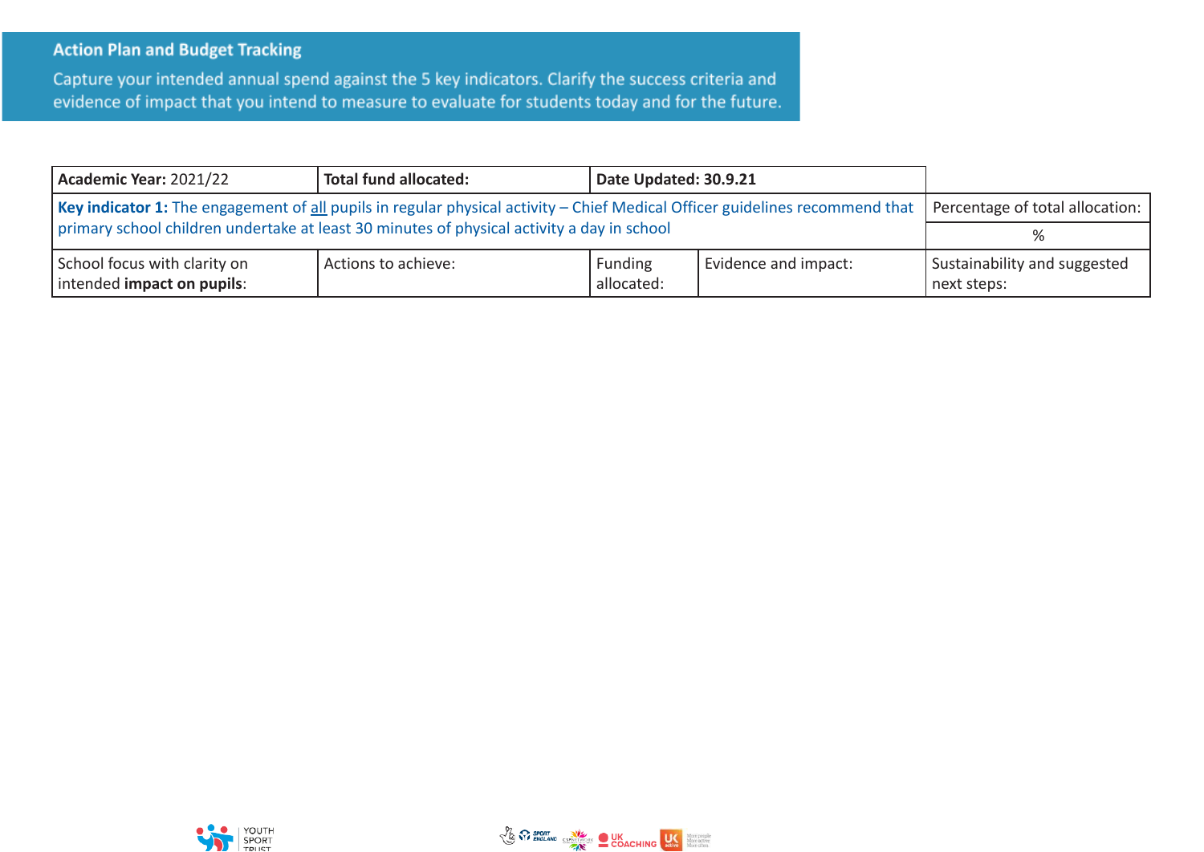## Action Plan and Budget Tracking

Capture your intended annual spend against the 5 key indicators. Clarify the success criteria and evidence of impact that you intend to measure to evaluate for students today and for the future.

| **Academic Year:** 2021/22 | **Total fund allocated:** | **Date Updated: 30.9.21** | | |
|---|---|---|---|---|
| **Key indicator 1:** The engagement of all pupils in regular physical activity – Chief Medical Officer guidelines recommend that primary school children undertake at least 30 minutes of physical activity a day in school | | | | Percentage of total allocation: %|
| School focus with clarity on intended **impact on pupils**: | Actions to achieve: | Funding allocated: | Evidence and impact: | Sustainability and suggested next steps: |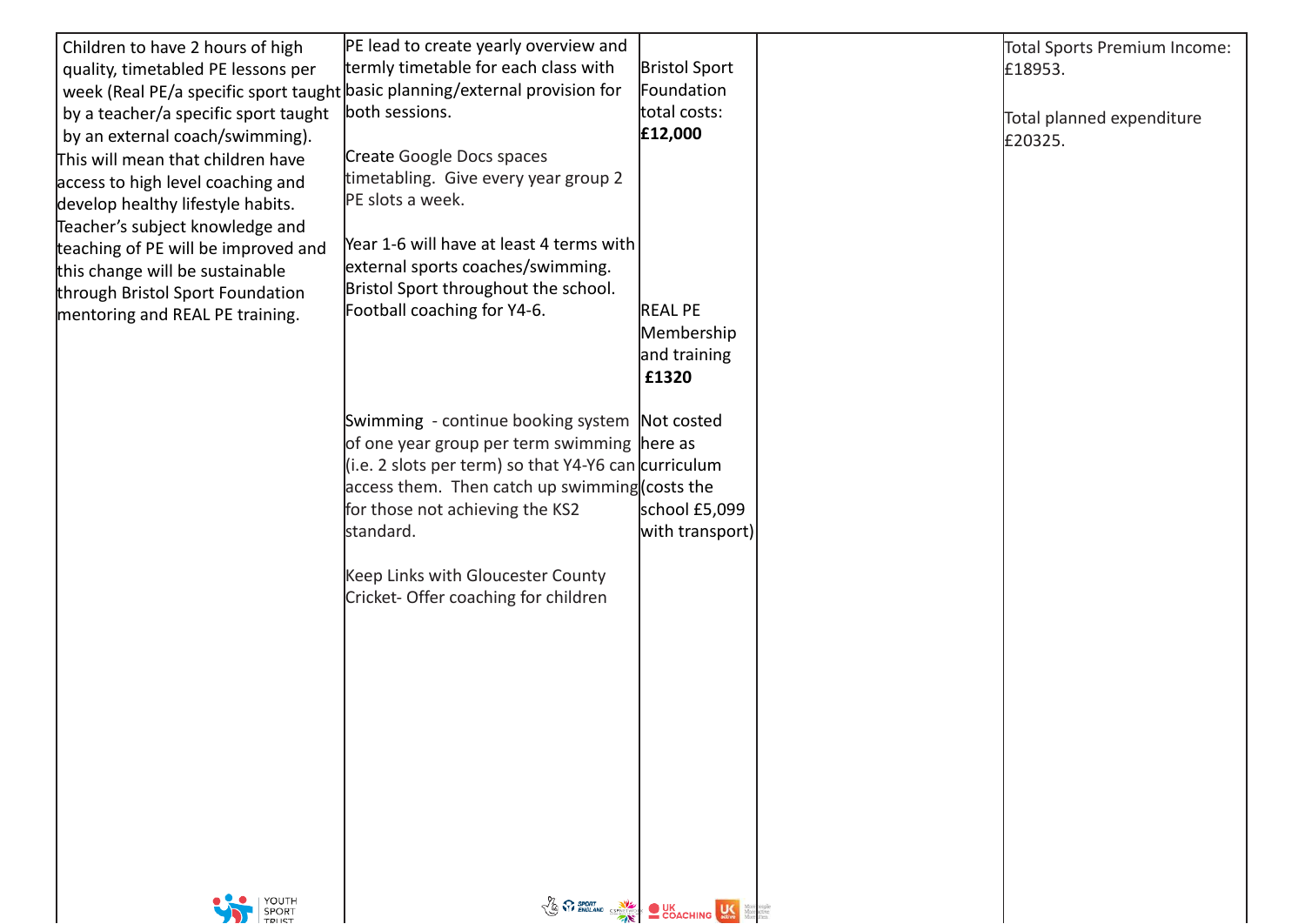| | | | | |
|---|---|---|---|---|
| Children to have 2 hours of high quality, timetabled PE lessons per week (Real PE/a specific sport taught by a teacher/a specific sport taught by an external coach/swimming). This will mean that children have access to high level coaching and develop healthy lifestyle habits. Teacher's subject knowledge and teaching of PE will be improved and this change will be sustainable through Bristol Sport Foundation mentoring and REAL PE training. | PE lead to create yearly overview and termly timetable for each class with basic planning/external provision for both sessions.<br><br>Create Google Docs spaces timetabling. Give every year group 2 PE slots a week.<br><br>Year 1-6 will have at least 4 terms with external sports coaches/swimming. Bristol Sport throughout the school. Football coaching for Y4-6.<br><br>Swimming - continue booking system of one year group per term swimming (i.e. 2 slots per term) so that Y4-Y6 can access them. Then catch up swimming for those not achieving the KS2 standard.<br><br>Keep Links with Gloucester County Cricket- Offer coaching for children | Bristol Sport Foundation total costs: **£12,000**<br><br>REAL PE Membership and training **£1320**<br><br>Not costed here as curriculum (costs the school £5,099 with transport) | | Total Sports Premium Income: £18953.<br><br>Total planned expenditure £20325. |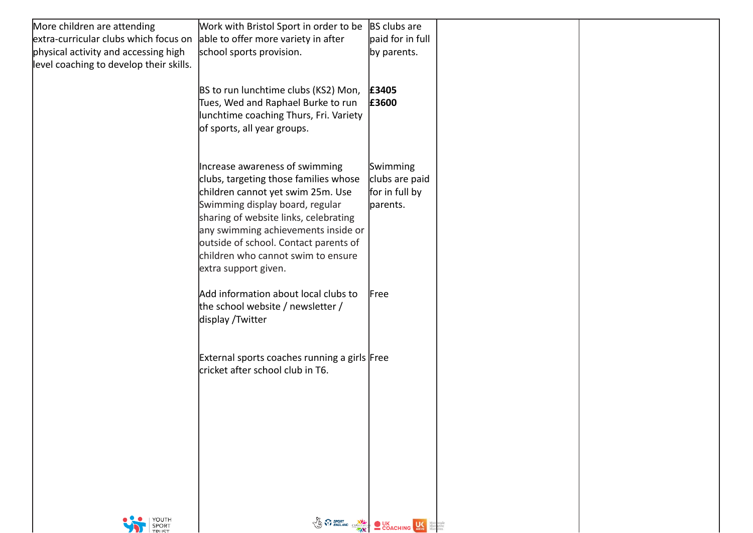| | | | | |
|---|---|---|---|---|
| More children are attending extra-curricular clubs which focus on physical activity and accessing high level coaching to develop their skills. | Work with Bristol Sport in order to be able to offer more variety in after school sports provision.<br><br>BS to run lunchtime clubs (KS2) Mon, Tues, Wed and Raphael Burke to run lunchtime coaching Thurs, Fri. Variety of sports, all year groups.<br><br>Increase awareness of swimming clubs, targeting those families whose children cannot yet swim 25m. Use Swimming display board, regular sharing of website links, celebrating any swimming achievements inside or outside of school. Contact parents of children who cannot swim to ensure extra support given.<br><br>Add information about local clubs to the school website / newsletter / display /Twitter<br><br>External sports coaches running a girls cricket after school club in T6. | BS clubs are paid for in full by parents.<br><br>**£3405**<br>**£3600**<br><br>Swimming clubs are paid for in full by parents.<br><br>Free<br><br>Free | | |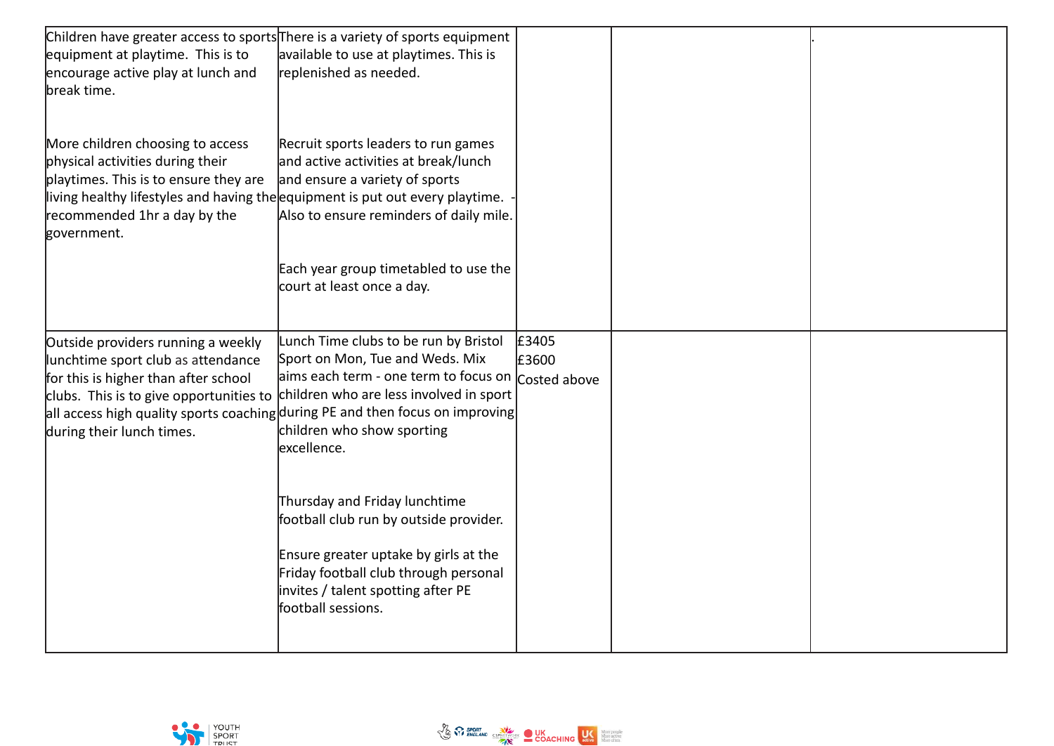| | | | | |
|---|---|---|---|---|
| Children have greater access to sports equipment at playtime. This is to encourage active play at lunch and break time.<br><br>More children choosing to access physical activities during their playtimes. This is to ensure they are living healthy lifestyles and having the recommended 1hr a day by the government. | There is a variety of sports equipment available to use at playtimes. This is replenished as needed.<br><br>Recruit sports leaders to run games and active activities at break/lunch and ensure a variety of sports equipment is put out every playtime. - Also to ensure reminders of daily mile.<br><br>Each year group timetabled to use the court at least once a day. | | | . |
| Outside providers running a weekly lunchtime sport club as attendance for this is higher than after school clubs. This is to give opportunities to all access high quality sports coaching during their lunch times. | Lunch Time clubs to be run by Bristol Sport on Mon, Tue and Weds. Mix aims each term - one term to focus on children who are less involved in sport during PE and then focus on improving children who show sporting excellence.<br><br>Thursday and Friday lunchtime football club run by outside provider.<br><br>Ensure greater uptake by girls at the Friday football club through personal invites / talent spotting after PE football sessions. | £3405<br>£3600<br>Costed above | | |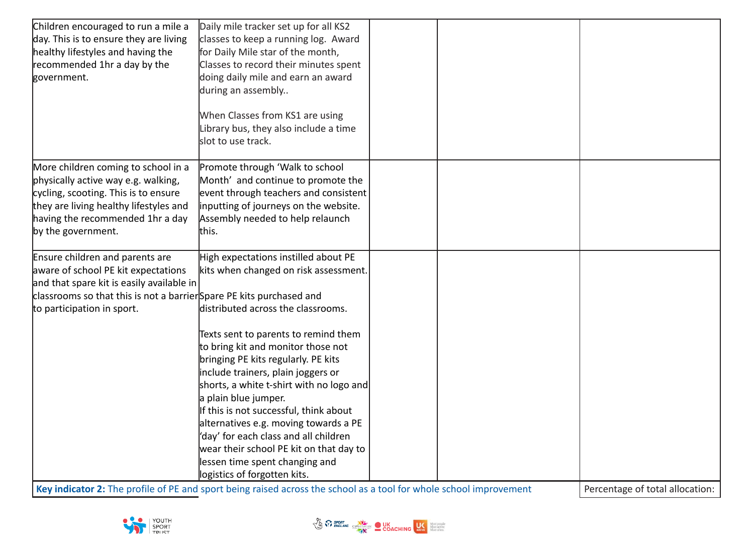| | | | | |
|---|---|---|---|---|
| Children encouraged to run a mile a day. This is to ensure they are living healthy lifestyles and having the recommended 1hr a day by the government. | Daily mile tracker set up for all KS2 classes to keep a running log. Award for Daily Mile star of the month, Classes to record their minutes spent doing daily mile and earn an award during an assembly..<br><br>When Classes from KS1 are using Library bus, they also include a time slot to use track. | | | |
| More children coming to school in a physically active way e.g. walking, cycling, scooting. This is to ensure they are living healthy lifestyles and having the recommended 1hr a day by the government. | Promote through 'Walk to school Month' and continue to promote the event through teachers and consistent inputting of journeys on the website. Assembly needed to help relaunch this. | | | |
| Ensure children and parents are aware of school PE kit expectations and that spare kit is easily available in classrooms so that this is not a barrier to participation in sport. | High expectations instilled about PE kits when changed on risk assessment.<br>Spare PE kits purchased and distributed across the classrooms.<br><br>Texts sent to parents to remind them to bring kit and monitor those not bringing PE kits regularly. PE kits include trainers, plain joggers or shorts, a white t-shirt with no logo and a plain blue jumper.<br>If this is not successful, think about alternatives e.g. moving towards a PE 'day' for each class and all children wear their school PE kit on that day to lessen time spent changing and logistics of forgotten kits. | | | |

| **Key indicator 2:** The profile of PE and sport being raised across the school as a tool for whole school improvement | Percentage of total allocation: |
|---|---|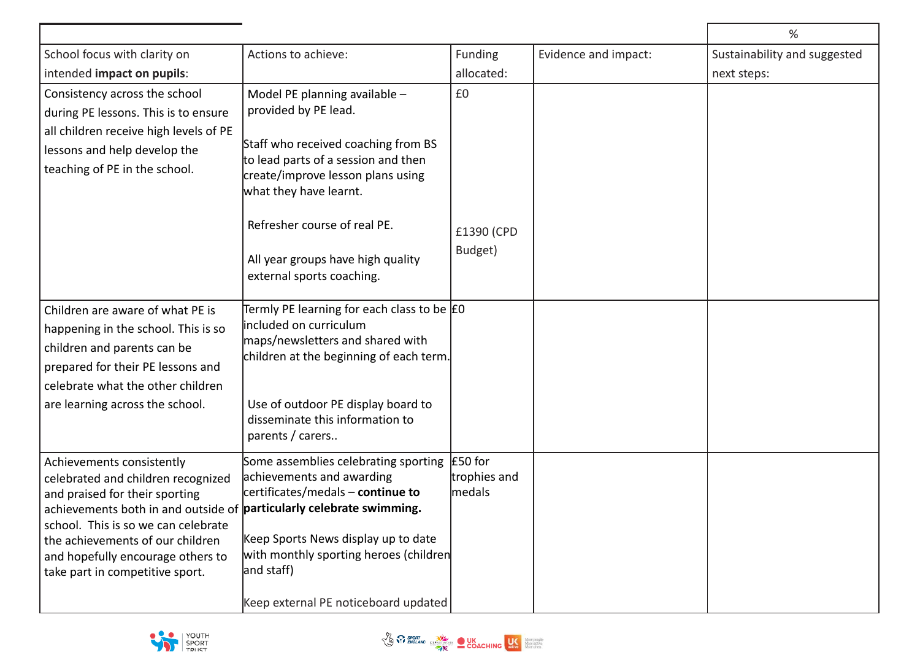| | | | | % |
|---|---|---|---|---|
| School focus with clarity on intended **impact on pupils**: | Actions to achieve: | Funding allocated: | Evidence and impact: | Sustainability and suggested next steps: |
| Consistency across the school during PE lessons. This is to ensure all children receive high levels of PE lessons and help develop the teaching of PE in the school. | Model PE planning available – provided by PE lead.<br><br>Staff who received coaching from BS to lead parts of a session and then create/improve lesson plans using what they have learnt.<br><br>Refresher course of real PE.<br><br>All year groups have high quality external sports coaching. | £0<br><br>£1390 (CPD Budget) | | |
| Children are aware of what PE is happening in the school. This is so children and parents can be prepared for their PE lessons and celebrate what the other children are learning across the school. | Termly PE learning for each class to be included on curriculum maps/newsletters and shared with children at the beginning of each term.<br><br>Use of outdoor PE display board to disseminate this information to parents / carers.. | £0 | | |
| Achievements consistently celebrated and children recognized and praised for their sporting achievements both in and outside of school. This is so we can celebrate the achievements of our children and hopefully encourage others to take part in competitive sport. | Some assemblies celebrating sporting achievements and awarding certificates/medals – **continue to particularly celebrate swimming.**<br><br>Keep Sports News display up to date with monthly sporting heroes (children and staff)<br><br>Keep external PE noticeboard updated | £50 for trophies and medals | | |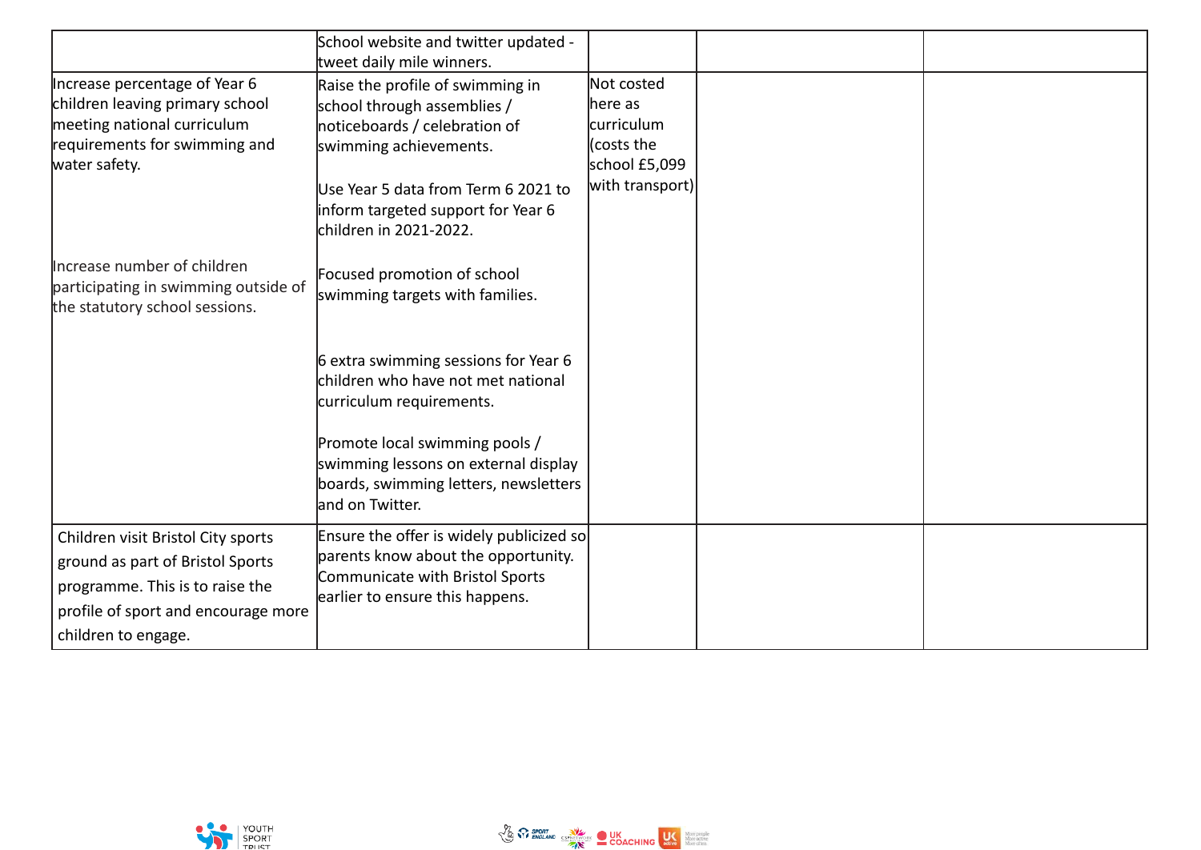| | | | | |
|---|---|---|---|---|
| | School website and twitter updated - tweet daily mile winners. | | | |
| Increase percentage of Year 6 children leaving primary school meeting national curriculum requirements for swimming and water safety.<br><br>Increase number of children participating in swimming outside of the statutory school sessions. | Raise the profile of swimming in school through assemblies / noticeboards / celebration of swimming achievements.<br><br>Use Year 5 data from Term 6 2021 to inform targeted support for Year 6 children in 2021-2022.<br><br>Focused promotion of school swimming targets with families.<br><br>6 extra swimming sessions for Year 6 children who have not met national curriculum requirements.<br><br>Promote local swimming pools / swimming lessons on external display boards, swimming letters, newsletters and on Twitter. | Not costed here as curriculum (costs the school £5,099 with transport) | | |
| Children visit Bristol City sports ground as part of Bristol Sports programme. This is to raise the profile of sport and encourage more children to engage. | Ensure the offer is widely publicized so parents know about the opportunity. Communicate with Bristol Sports earlier to ensure this happens. | | | |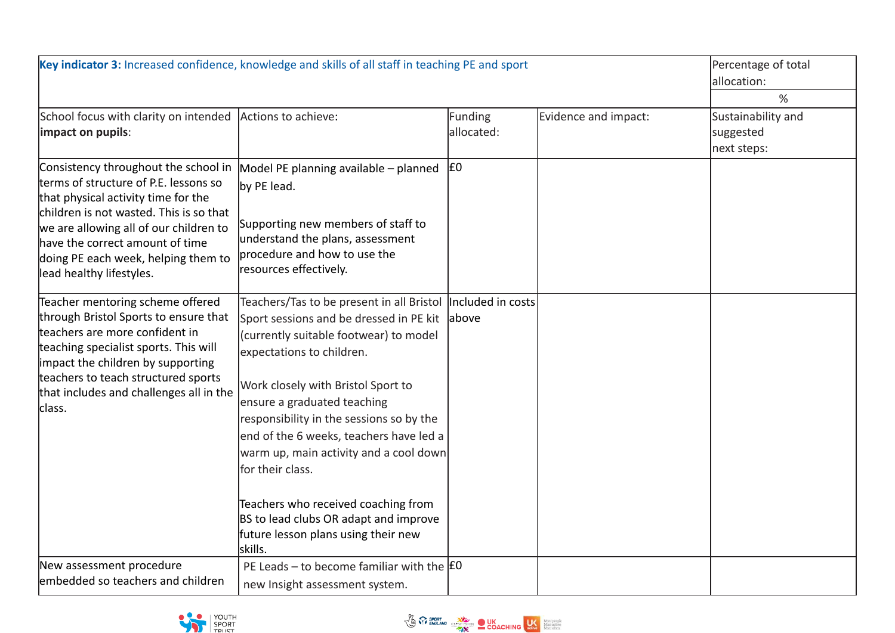| **Key indicator 3:** Increased confidence, knowledge and skills of all staff in teaching PE and sport | | | | Percentage of total allocation: |
|---|---|---|---|---|
| | | | | % |
| School focus with clarity on intended **impact on pupils**: | Actions to achieve: | Funding allocated: | Evidence and impact: | Sustainability and suggested next steps: |
| Consistency throughout the school in terms of structure of P.E. lessons so that physical activity time for the children is not wasted. This is so that we are allowing all of our children to have the correct amount of time doing PE each week, helping them to lead healthy lifestyles. | Model PE planning available – planned by PE lead.<br><br>Supporting new members of staff to understand the plans, assessment procedure and how to use the resources effectively. | £0 | | |
| Teacher mentoring scheme offered through Bristol Sports to ensure that teachers are more confident in teaching specialist sports. This will impact the children by supporting teachers to teach structured sports that includes and challenges all in the class. | Teachers/Tas to be present in all Bristol Sport sessions and be dressed in PE kit (currently suitable footwear) to model expectations to children.<br><br>Work closely with Bristol Sport to ensure a graduated teaching responsibility in the sessions so by the end of the 6 weeks, teachers have led a warm up, main activity and a cool down for their class.<br><br>Teachers who received coaching from BS to lead clubs OR adapt and improve future lesson plans using their new skills. | Included in costs above | | |
| New assessment procedure embedded so teachers and children | PE Leads – to become familiar with the new Insight assessment system. | £0 | | |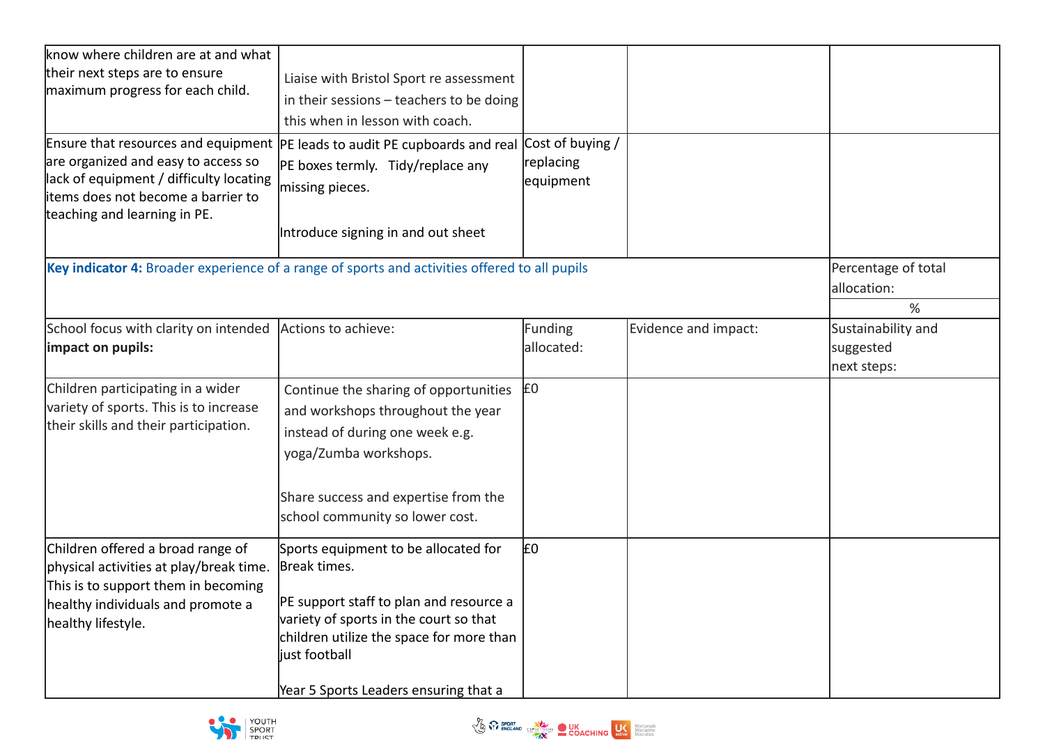| | | | | |
|---|---|---|---|---|
| know where children are at and what their next steps are to ensure maximum progress for each child. | Liaise with Bristol Sport re assessment in their sessions – teachers to be doing this when in lesson with coach. | | | |
| Ensure that resources and equipment are organized and easy to access so lack of equipment / difficulty locating items does not become a barrier to teaching and learning in PE. | PE leads to audit PE cupboards and real PE boxes termly. Tidy/replace any missing pieces.<br><br>Introduce signing in and out sheet | Cost of buying / replacing equipment | | |

| **Key indicator 4:** Broader experience of a range of sports and activities offered to all pupils | | | | Percentage of total allocation:<br>% |
|---|---|---|---|---|
| School focus with clarity on intended **impact on pupils:** | Actions to achieve: | Funding allocated: | Evidence and impact: | Sustainability and suggested next steps: |
| Children participating in a wider variety of sports. This is to increase their skills and their participation. | Continue the sharing of opportunities and workshops throughout the year instead of during one week e.g. yoga/Zumba workshops.<br><br>Share success and expertise from the school community so lower cost. | £0 | | |
| Children offered a broad range of physical activities at play/break time. This is to support them in becoming healthy individuals and promote a healthy lifestyle. | Sports equipment to be allocated for Break times.<br><br>PE support staff to plan and resource a variety of sports in the court so that children utilize the space for more than just football<br><br>Year 5 Sports Leaders ensuring that a | £0 | | |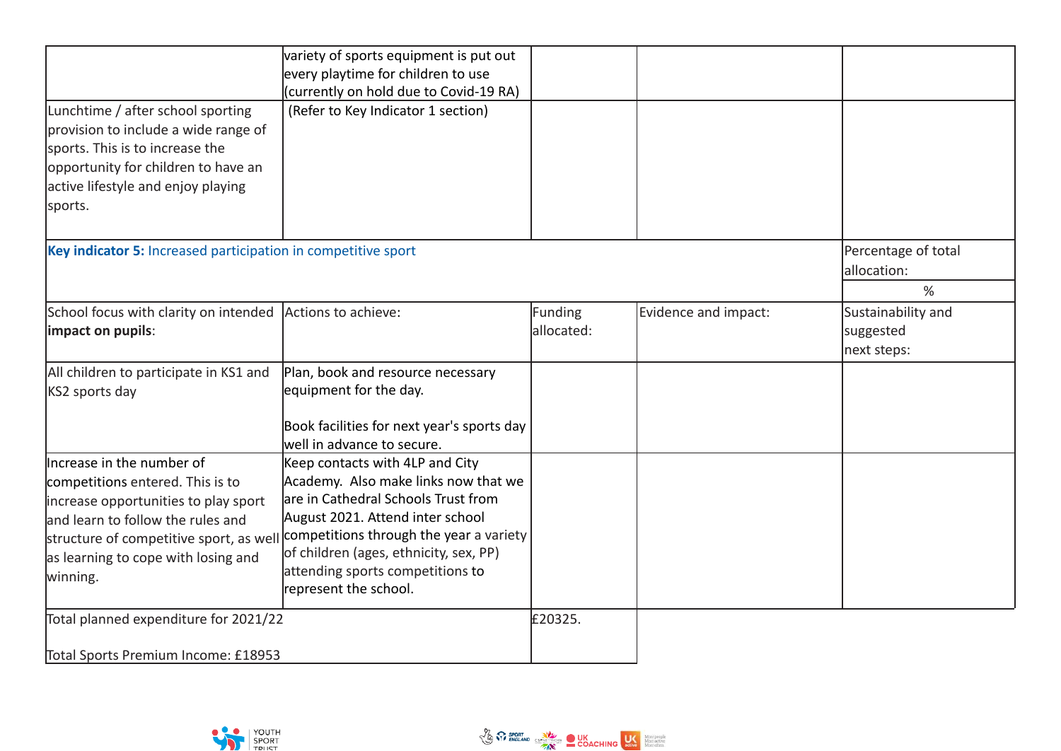| | | | | |
|---|---|---|---|---|
| | variety of sports equipment is put out every playtime for children to use (currently on hold due to Covid-19 RA) | | | |
| Lunchtime / after school sporting provision to include a wide range of sports. This is to increase the opportunity for children to have an active lifestyle and enjoy playing sports. | (Refer to Key Indicator 1 section) | | | |

| **Key indicator 5:** Increased participation in competitive sport | | | | Percentage of total allocation: |
|---|---|---|---|---|
| | | | | % |
| School focus with clarity on intended **impact on pupils**: | Actions to achieve: | Funding allocated: | Evidence and impact: | Sustainability and suggested next steps: |
| All children to participate in KS1 and KS2 sports day | Plan, book and resource necessary equipment for the day.<br><br>Book facilities for next year's sports day well in advance to secure. | | | |
| Increase in the number of competitions entered. This is to increase opportunities to play sport and learn to follow the rules and structure of competitive sport, as well as learning to cope with losing and winning. | Keep contacts with 4LP and City Academy. Also make links now that we are in Cathedral Schools Trust from August 2021. Attend inter school competitions through the year a variety of children (ages, ethnicity, sex, PP) attending sports competitions to represent the school. | | | |

| | |
|---|---|
| Total planned expenditure for 2021/22<br><br>Total Sports Premium Income: £18953 | £20325. |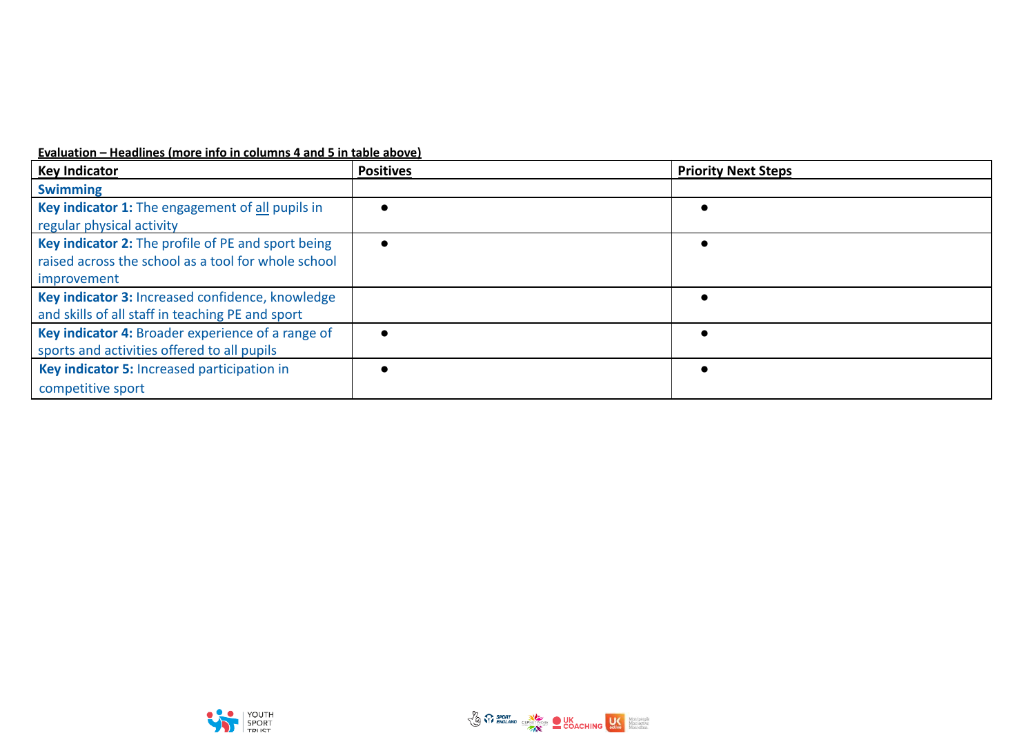**Evaluation – Headlines (more info in columns 4 and 5 in table above)**

| Key Indicator | Positives | Priority Next Steps |
| --- | --- | --- |
| **Swimming** | | |
| **Key indicator 1:** The engagement of all pupils in regular physical activity | • | • |
| **Key indicator 2:** The profile of PE and sport being raised across the school as a tool for whole school improvement | • | • |
| **Key indicator 3:** Increased confidence, knowledge and skills of all staff in teaching PE and sport | | • |
| **Key indicator 4:** Broader experience of a range of sports and activities offered to all pupils | • | • |
| **Key indicator 5:** Increased participation in competitive sport | • | • |